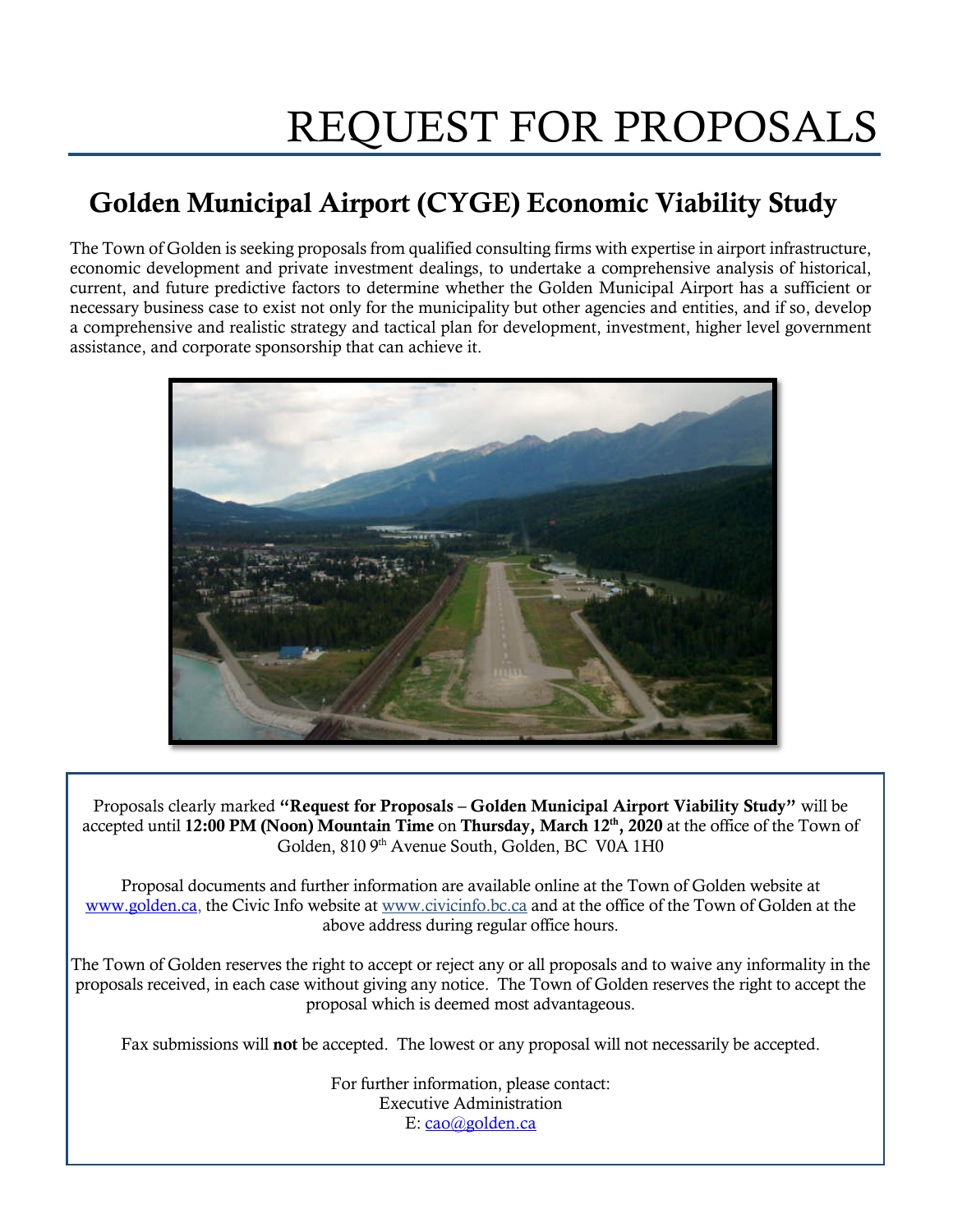# REQUEST FOR PROPOSALS

## Golden Municipal Airport (CYGE) Economic Viability Study

The Town of Golden is seeking proposals from qualified consulting firms with expertise in airport infrastructure, economic development and private investment dealings, to undertake a comprehensive analysis of historical, current, and future predictive factors to determine whether the Golden Municipal Airport has a sufficient or necessary business case to exist not only for the municipality but other agencies and entities, and if so, develop a comprehensive and realistic strategy and tactical plan for development, investment, higher level government assistance, and corporate sponsorship that can achieve it.

Proposals clearly marked **"Request for Proposals – Golden Municipal Airport Viability Study"** will be accepted until **12:00 PM (Noon) Mountain Time** on **Thursday, March 12th, 2020** at the office of the Town of Golden, 810 9th Avenue South, Golden, BC V0A 1H0

Proposal documents and further information are available online at the Town of Golden website at www.golden.ca, the Civic Info website at www.civicinfo.bc.ca and at the office of the Town of Golden at the above address during regular office hours.

The Town of Golden reserves the right to accept or reject any or all proposals and to waive any informality in the proposals received, in each case without giving any notice. The Town of Golden reserves the right to accept the proposal which is deemed most advantageous.

Fax submissions will **not** be accepted. The lowest or any proposal will not necessarily be accepted.

For further information, please contact:
Executive Administration
E: cao@golden.ca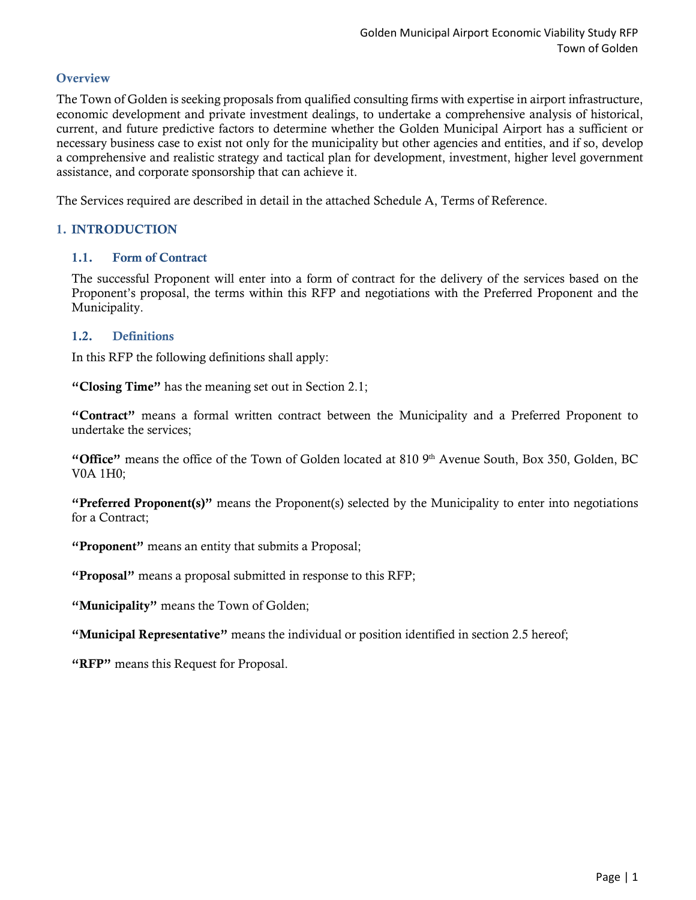## Overview

The Town of Golden is seeking proposals from qualified consulting firms with expertise in airport infrastructure, economic development and private investment dealings, to undertake a comprehensive analysis of historical, current, and future predictive factors to determine whether the Golden Municipal Airport has a sufficient or necessary business case to exist not only for the municipality but other agencies and entities, and if so, develop a comprehensive and realistic strategy and tactical plan for development, investment, higher level government assistance, and corporate sponsorship that can achieve it.

The Services required are described in detail in the attached Schedule A, Terms of Reference.

## 1. INTRODUCTION

### 1.1. Form of Contract

The successful Proponent will enter into a form of contract for the delivery of the services based on the Proponent's proposal, the terms within this RFP and negotiations with the Preferred Proponent and the Municipality.

### 1.2. Definitions

In this RFP the following definitions shall apply:

**"Closing Time"** has the meaning set out in Section 2.1;

**"Contract"** means a formal written contract between the Municipality and a Preferred Proponent to undertake the services;

**"Office"** means the office of the Town of Golden located at 810 9th Avenue South, Box 350, Golden, BC V0A 1H0;

**"Preferred Proponent(s)"** means the Proponent(s) selected by the Municipality to enter into negotiations for a Contract;

**"Proponent"** means an entity that submits a Proposal;

**"Proposal"** means a proposal submitted in response to this RFP;

**"Municipality"** means the Town of Golden;

**"Municipal Representative"** means the individual or position identified in section 2.5 hereof;

**"RFP"** means this Request for Proposal.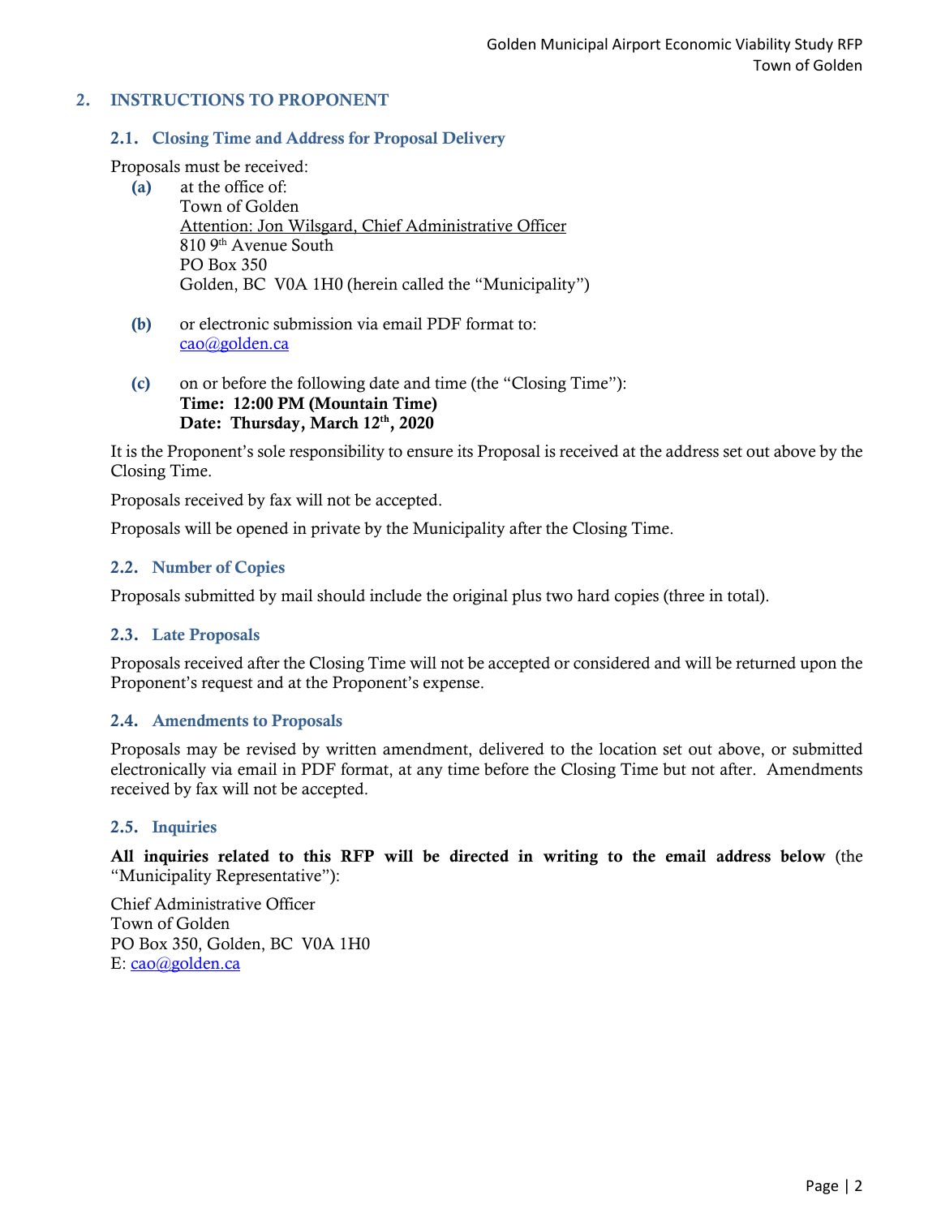## 2. INSTRUCTIONS TO PROPONENT

### 2.1. Closing Time and Address for Proposal Delivery

Proposals must be received:

**(a)** at the office of:
Town of Golden
Attention: Jon Wilsgard, Chief Administrative Officer
810 9th Avenue South
PO Box 350
Golden, BC V0A 1H0 (herein called the "Municipality")

**(b)** or electronic submission via email PDF format to:
cao@golden.ca

**(c)** on or before the following date and time (the "Closing Time"):
**Time: 12:00 PM (Mountain Time)**
**Date: Thursday, March 12th, 2020**

It is the Proponent's sole responsibility to ensure its Proposal is received at the address set out above by the Closing Time.

Proposals received by fax will not be accepted.

Proposals will be opened in private by the Municipality after the Closing Time.

### 2.2. Number of Copies

Proposals submitted by mail should include the original plus two hard copies (three in total).

### 2.3. Late Proposals

Proposals received after the Closing Time will not be accepted or considered and will be returned upon the Proponent's request and at the Proponent's expense.

### 2.4. Amendments to Proposals

Proposals may be revised by written amendment, delivered to the location set out above, or submitted electronically via email in PDF format, at any time before the Closing Time but not after. Amendments received by fax will not be accepted.

### 2.5. Inquiries

**All inquiries related to this RFP will be directed in writing to the email address below** (the "Municipality Representative"):

Chief Administrative Officer
Town of Golden
PO Box 350, Golden, BC V0A 1H0
E: cao@golden.ca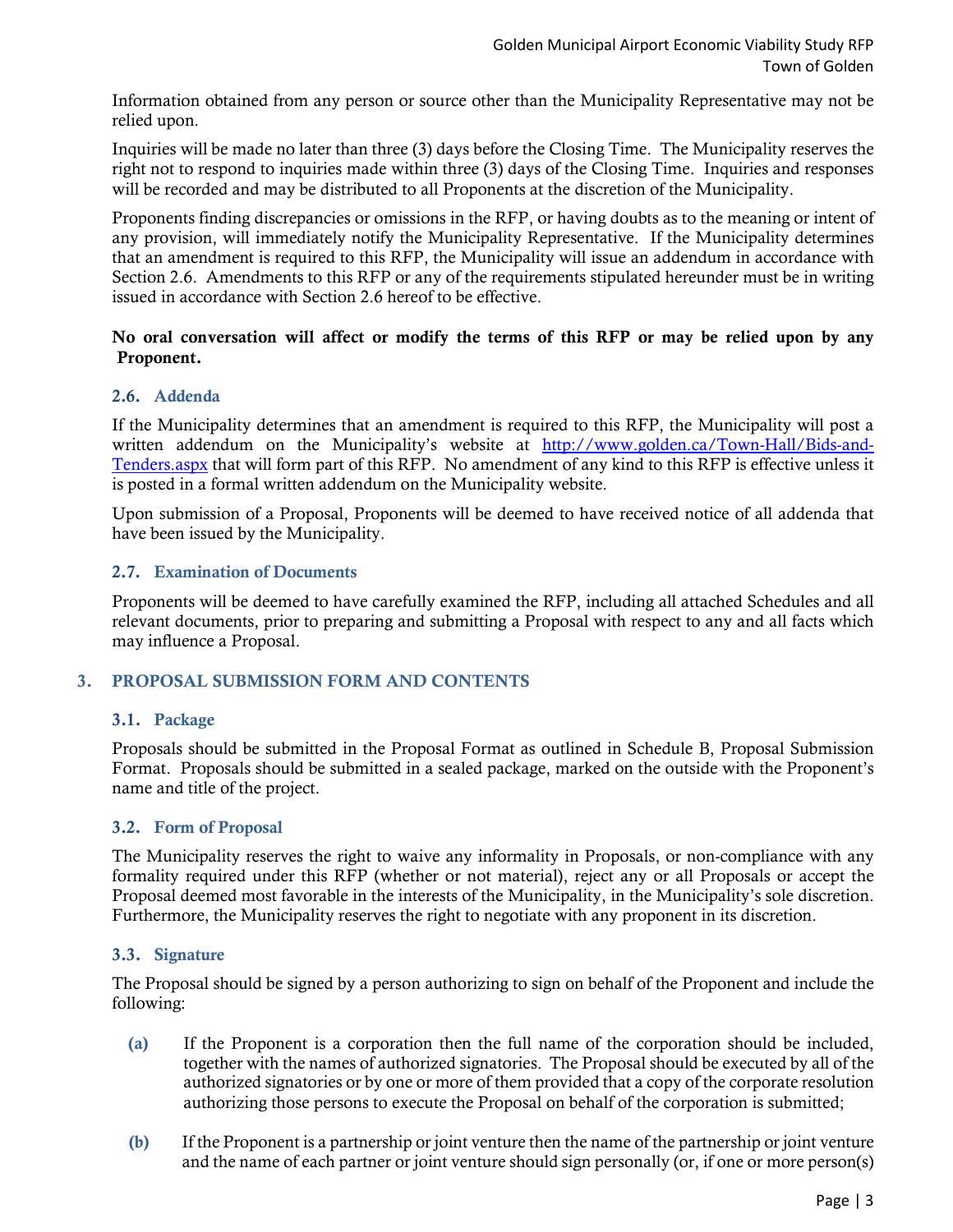Information obtained from any person or source other than the Municipality Representative may not be relied upon.

Inquiries will be made no later than three (3) days before the Closing Time. The Municipality reserves the right not to respond to inquiries made within three (3) days of the Closing Time. Inquiries and responses will be recorded and may be distributed to all Proponents at the discretion of the Municipality.

Proponents finding discrepancies or omissions in the RFP, or having doubts as to the meaning or intent of any provision, will immediately notify the Municipality Representative. If the Municipality determines that an amendment is required to this RFP, the Municipality will issue an addendum in accordance with Section 2.6. Amendments to this RFP or any of the requirements stipulated hereunder must be in writing issued in accordance with Section 2.6 hereof to be effective.

**No oral conversation will affect or modify the terms of this RFP or may be relied upon by any Proponent.**

### 2.6. Addenda

If the Municipality determines that an amendment is required to this RFP, the Municipality will post a written addendum on the Municipality's website at [http://www.golden.ca/Town-Hall/Bids-and-Tenders.aspx](http://www.golden.ca/Town-Hall/Bids-and-Tenders.aspx) that will form part of this RFP. No amendment of any kind to this RFP is effective unless it is posted in a formal written addendum on the Municipality website.

Upon submission of a Proposal, Proponents will be deemed to have received notice of all addenda that have been issued by the Municipality.

### 2.7. Examination of Documents

Proponents will be deemed to have carefully examined the RFP, including all attached Schedules and all relevant documents, prior to preparing and submitting a Proposal with respect to any and all facts which may influence a Proposal.

## 3. PROPOSAL SUBMISSION FORM AND CONTENTS

### 3.1. Package

Proposals should be submitted in the Proposal Format as outlined in Schedule B, Proposal Submission Format. Proposals should be submitted in a sealed package, marked on the outside with the Proponent's name and title of the project.

### 3.2. Form of Proposal

The Municipality reserves the right to waive any informality in Proposals, or non-compliance with any formality required under this RFP (whether or not material), reject any or all Proposals or accept the Proposal deemed most favorable in the interests of the Municipality, in the Municipality's sole discretion. Furthermore, the Municipality reserves the right to negotiate with any proponent in its discretion.

### 3.3. Signature

The Proposal should be signed by a person authorizing to sign on behalf of the Proponent and include the following:

**(a)** If the Proponent is a corporation then the full name of the corporation should be included, together with the names of authorized signatories. The Proposal should be executed by all of the authorized signatories or by one or more of them provided that a copy of the corporate resolution authorizing those persons to execute the Proposal on behalf of the corporation is submitted;

**(b)** If the Proponent is a partnership or joint venture then the name of the partnership or joint venture and the name of each partner or joint venture should sign personally (or, if one or more person(s)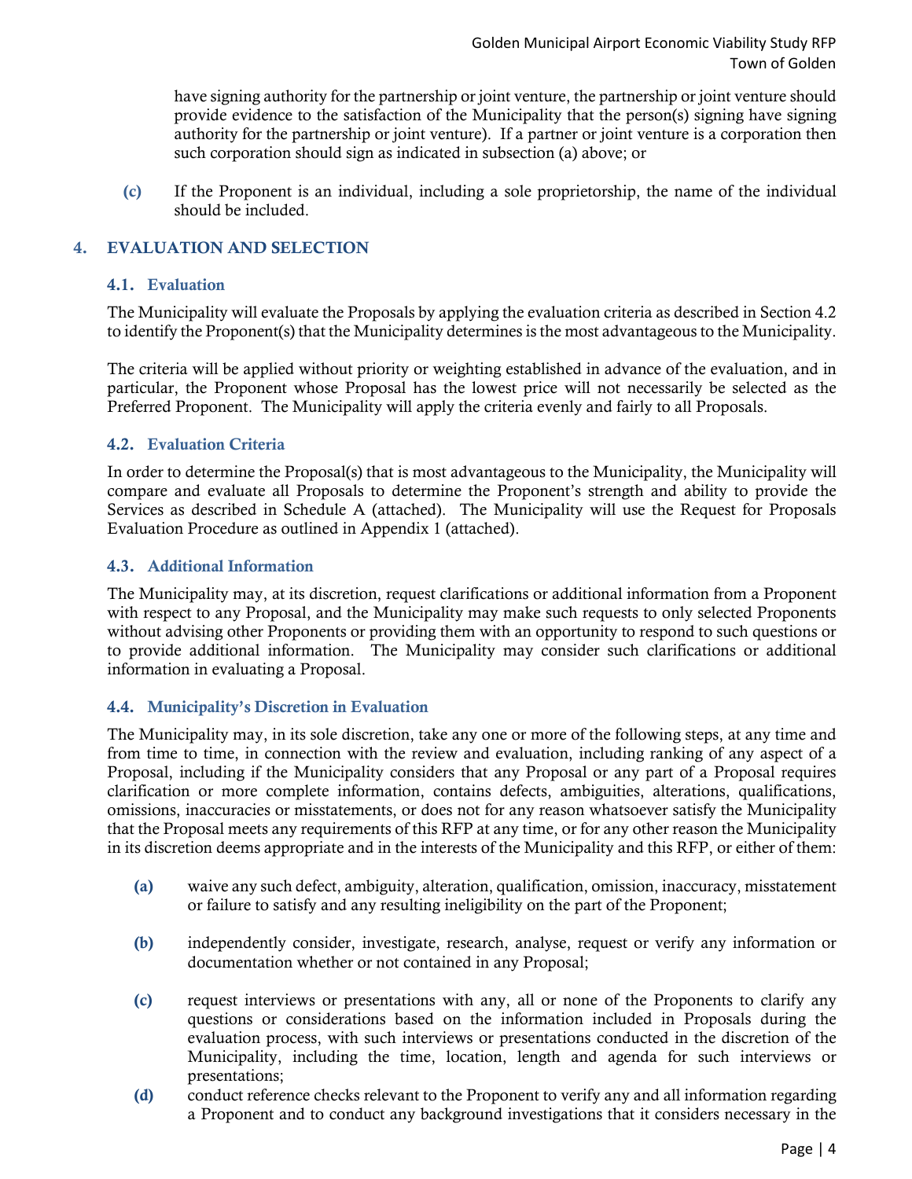have signing authority for the partnership or joint venture, the partnership or joint venture should provide evidence to the satisfaction of the Municipality that the person(s) signing have signing authority for the partnership or joint venture). If a partner or joint venture is a corporation then such corporation should sign as indicated in subsection (a) above; or

**(c)** If the Proponent is an individual, including a sole proprietorship, the name of the individual should be included.

## 4. EVALUATION AND SELECTION

### 4.1. Evaluation

The Municipality will evaluate the Proposals by applying the evaluation criteria as described in Section 4.2 to identify the Proponent(s) that the Municipality determines is the most advantageous to the Municipality.

The criteria will be applied without priority or weighting established in advance of the evaluation, and in particular, the Proponent whose Proposal has the lowest price will not necessarily be selected as the Preferred Proponent. The Municipality will apply the criteria evenly and fairly to all Proposals.

### 4.2. Evaluation Criteria

In order to determine the Proposal(s) that is most advantageous to the Municipality, the Municipality will compare and evaluate all Proposals to determine the Proponent's strength and ability to provide the Services as described in Schedule A (attached). The Municipality will use the Request for Proposals Evaluation Procedure as outlined in Appendix 1 (attached).

### 4.3. Additional Information

The Municipality may, at its discretion, request clarifications or additional information from a Proponent with respect to any Proposal, and the Municipality may make such requests to only selected Proponents without advising other Proponents or providing them with an opportunity to respond to such questions or to provide additional information. The Municipality may consider such clarifications or additional information in evaluating a Proposal.

### 4.4. Municipality's Discretion in Evaluation

The Municipality may, in its sole discretion, take any one or more of the following steps, at any time and from time to time, in connection with the review and evaluation, including ranking of any aspect of a Proposal, including if the Municipality considers that any Proposal or any part of a Proposal requires clarification or more complete information, contains defects, ambiguities, alterations, qualifications, omissions, inaccuracies or misstatements, or does not for any reason whatsoever satisfy the Municipality that the Proposal meets any requirements of this RFP at any time, or for any other reason the Municipality in its discretion deems appropriate and in the interests of the Municipality and this RFP, or either of them:

**(a)** waive any such defect, ambiguity, alteration, qualification, omission, inaccuracy, misstatement or failure to satisfy and any resulting ineligibility on the part of the Proponent;

**(b)** independently consider, investigate, research, analyse, request or verify any information or documentation whether or not contained in any Proposal;

**(c)** request interviews or presentations with any, all or none of the Proponents to clarify any questions or considerations based on the information included in Proposals during the evaluation process, with such interviews or presentations conducted in the discretion of the Municipality, including the time, location, length and agenda for such interviews or presentations;

**(d)** conduct reference checks relevant to the Proponent to verify any and all information regarding a Proponent and to conduct any background investigations that it considers necessary in the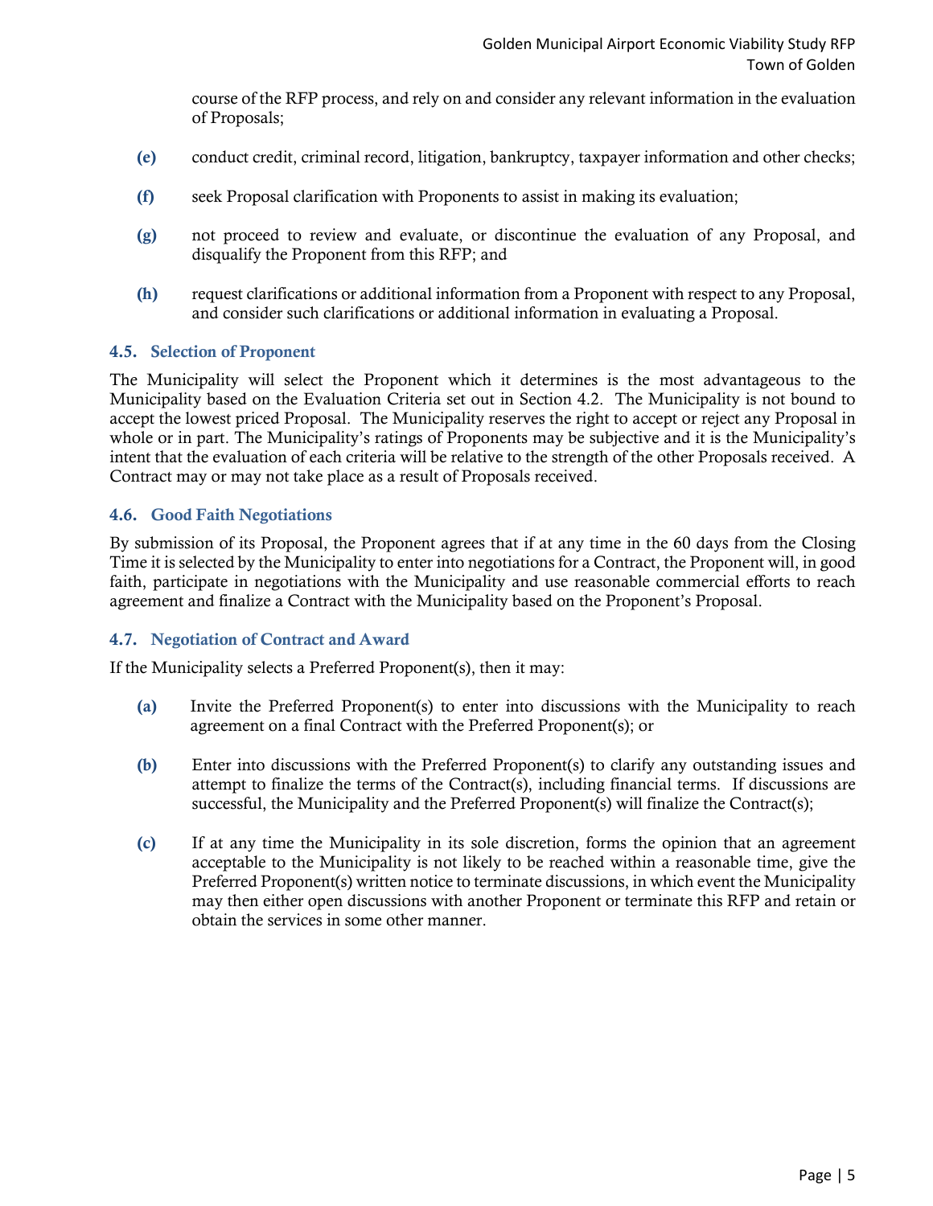course of the RFP process, and rely on and consider any relevant information in the evaluation of Proposals;

**(e)** conduct credit, criminal record, litigation, bankruptcy, taxpayer information and other checks;

**(f)** seek Proposal clarification with Proponents to assist in making its evaluation;

**(g)** not proceed to review and evaluate, or discontinue the evaluation of any Proposal, and disqualify the Proponent from this RFP; and

**(h)** request clarifications or additional information from a Proponent with respect to any Proposal, and consider such clarifications or additional information in evaluating a Proposal.

### 4.5. Selection of Proponent

The Municipality will select the Proponent which it determines is the most advantageous to the Municipality based on the Evaluation Criteria set out in Section 4.2. The Municipality is not bound to accept the lowest priced Proposal. The Municipality reserves the right to accept or reject any Proposal in whole or in part. The Municipality's ratings of Proponents may be subjective and it is the Municipality's intent that the evaluation of each criteria will be relative to the strength of the other Proposals received. A Contract may or may not take place as a result of Proposals received.

### 4.6. Good Faith Negotiations

By submission of its Proposal, the Proponent agrees that if at any time in the 60 days from the Closing Time it is selected by the Municipality to enter into negotiations for a Contract, the Proponent will, in good faith, participate in negotiations with the Municipality and use reasonable commercial efforts to reach agreement and finalize a Contract with the Municipality based on the Proponent's Proposal.

### 4.7. Negotiation of Contract and Award

If the Municipality selects a Preferred Proponent(s), then it may:

**(a)** Invite the Preferred Proponent(s) to enter into discussions with the Municipality to reach agreement on a final Contract with the Preferred Proponent(s); or

**(b)** Enter into discussions with the Preferred Proponent(s) to clarify any outstanding issues and attempt to finalize the terms of the Contract(s), including financial terms. If discussions are successful, the Municipality and the Preferred Proponent(s) will finalize the Contract(s);

**(c)** If at any time the Municipality in its sole discretion, forms the opinion that an agreement acceptable to the Municipality is not likely to be reached within a reasonable time, give the Preferred Proponent(s) written notice to terminate discussions, in which event the Municipality may then either open discussions with another Proponent or terminate this RFP and retain or obtain the services in some other manner.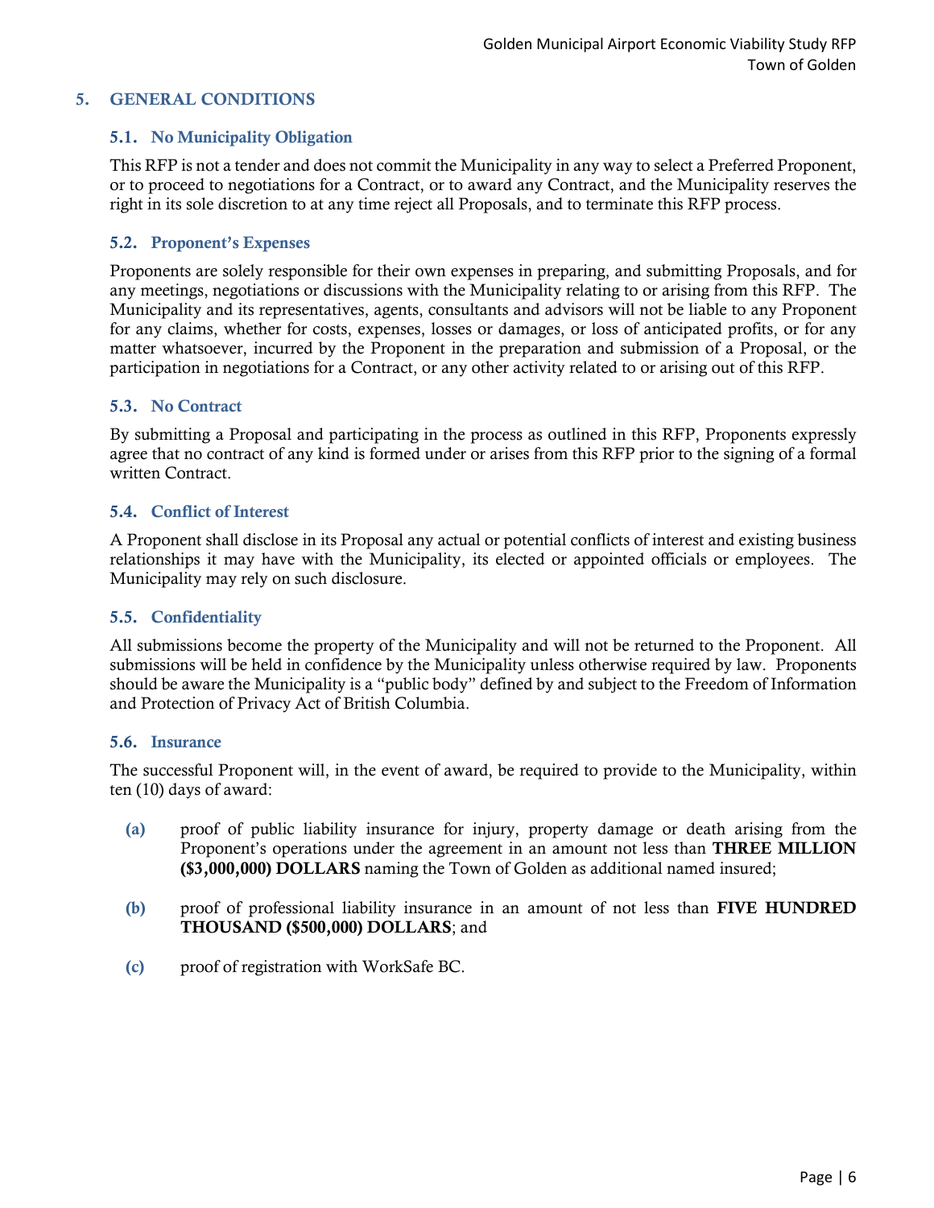## 5. GENERAL CONDITIONS

### 5.1. No Municipality Obligation

This RFP is not a tender and does not commit the Municipality in any way to select a Preferred Proponent, or to proceed to negotiations for a Contract, or to award any Contract, and the Municipality reserves the right in its sole discretion to at any time reject all Proposals, and to terminate this RFP process.

### 5.2. Proponent's Expenses

Proponents are solely responsible for their own expenses in preparing, and submitting Proposals, and for any meetings, negotiations or discussions with the Municipality relating to or arising from this RFP. The Municipality and its representatives, agents, consultants and advisors will not be liable to any Proponent for any claims, whether for costs, expenses, losses or damages, or loss of anticipated profits, or for any matter whatsoever, incurred by the Proponent in the preparation and submission of a Proposal, or the participation in negotiations for a Contract, or any other activity related to or arising out of this RFP.

### 5.3. No Contract

By submitting a Proposal and participating in the process as outlined in this RFP, Proponents expressly agree that no contract of any kind is formed under or arises from this RFP prior to the signing of a formal written Contract.

### 5.4. Conflict of Interest

A Proponent shall disclose in its Proposal any actual or potential conflicts of interest and existing business relationships it may have with the Municipality, its elected or appointed officials or employees. The Municipality may rely on such disclosure.

### 5.5. Confidentiality

All submissions become the property of the Municipality and will not be returned to the Proponent. All submissions will be held in confidence by the Municipality unless otherwise required by law. Proponents should be aware the Municipality is a "public body" defined by and subject to the Freedom of Information and Protection of Privacy Act of British Columbia.

### 5.6. Insurance

The successful Proponent will, in the event of award, be required to provide to the Municipality, within ten (10) days of award:

**(a)** proof of public liability insurance for injury, property damage or death arising from the Proponent's operations under the agreement in an amount not less than **THREE MILLION ($3,000,000) DOLLARS** naming the Town of Golden as additional named insured;

**(b)** proof of professional liability insurance in an amount of not less than **FIVE HUNDRED THOUSAND ($500,000) DOLLARS**; and

**(c)** proof of registration with WorkSafe BC.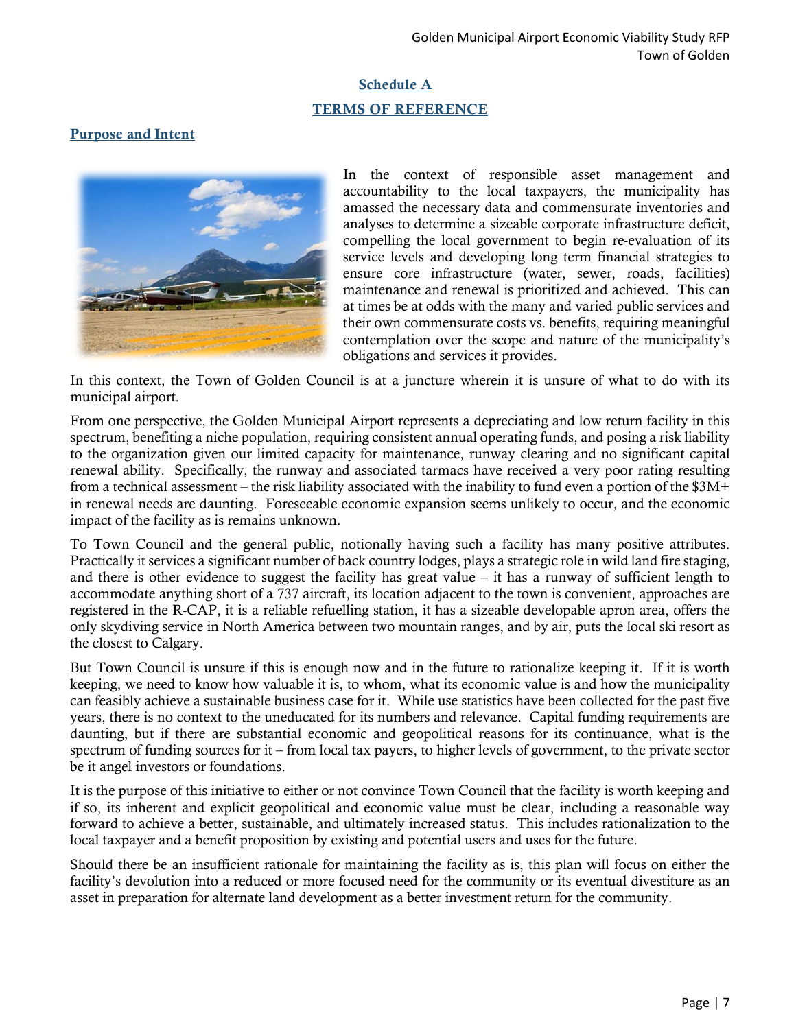## Schedule A

## TERMS OF REFERENCE

### Purpose and Intent

In the context of responsible asset management and accountability to the local taxpayers, the municipality has amassed the necessary data and commensurate inventories and analyses to determine a sizeable corporate infrastructure deficit, compelling the local government to begin re-evaluation of its service levels and developing long term financial strategies to ensure core infrastructure (water, sewer, roads, facilities) maintenance and renewal is prioritized and achieved. This can at times be at odds with the many and varied public services and their own commensurate costs vs. benefits, requiring meaningful contemplation over the scope and nature of the municipality's obligations and services it provides.

In this context, the Town of Golden Council is at a juncture wherein it is unsure of what to do with its municipal airport.

From one perspective, the Golden Municipal Airport represents a depreciating and low return facility in this spectrum, benefiting a niche population, requiring consistent annual operating funds, and posing a risk liability to the organization given our limited capacity for maintenance, runway clearing and no significant capital renewal ability. Specifically, the runway and associated tarmacs have received a very poor rating resulting from a technical assessment – the risk liability associated with the inability to fund even a portion of the $3M+ in renewal needs are daunting. Foreseeable economic expansion seems unlikely to occur, and the economic impact of the facility as is remains unknown.

To Town Council and the general public, notionally having such a facility has many positive attributes. Practically it services a significant number of back country lodges, plays a strategic role in wild land fire staging, and there is other evidence to suggest the facility has great value – it has a runway of sufficient length to accommodate anything short of a 737 aircraft, its location adjacent to the town is convenient, approaches are registered in the R-CAP, it is a reliable refuelling station, it has a sizeable developable apron area, offers the only skydiving service in North America between two mountain ranges, and by air, puts the local ski resort as the closest to Calgary.

But Town Council is unsure if this is enough now and in the future to rationalize keeping it. If it is worth keeping, we need to know how valuable it is, to whom, what its economic value is and how the municipality can feasibly achieve a sustainable business case for it. While use statistics have been collected for the past five years, there is no context to the uneducated for its numbers and relevance. Capital funding requirements are daunting, but if there are substantial economic and geopolitical reasons for its continuance, what is the spectrum of funding sources for it – from local tax payers, to higher levels of government, to the private sector be it angel investors or foundations.

It is the purpose of this initiative to either or not convince Town Council that the facility is worth keeping and if so, its inherent and explicit geopolitical and economic value must be clear, including a reasonable way forward to achieve a better, sustainable, and ultimately increased status. This includes rationalization to the local taxpayer and a benefit proposition by existing and potential users and uses for the future.

Should there be an insufficient rationale for maintaining the facility as is, this plan will focus on either the facility's devolution into a reduced or more focused need for the community or its eventual divestiture as an asset in preparation for alternate land development as a better investment return for the community.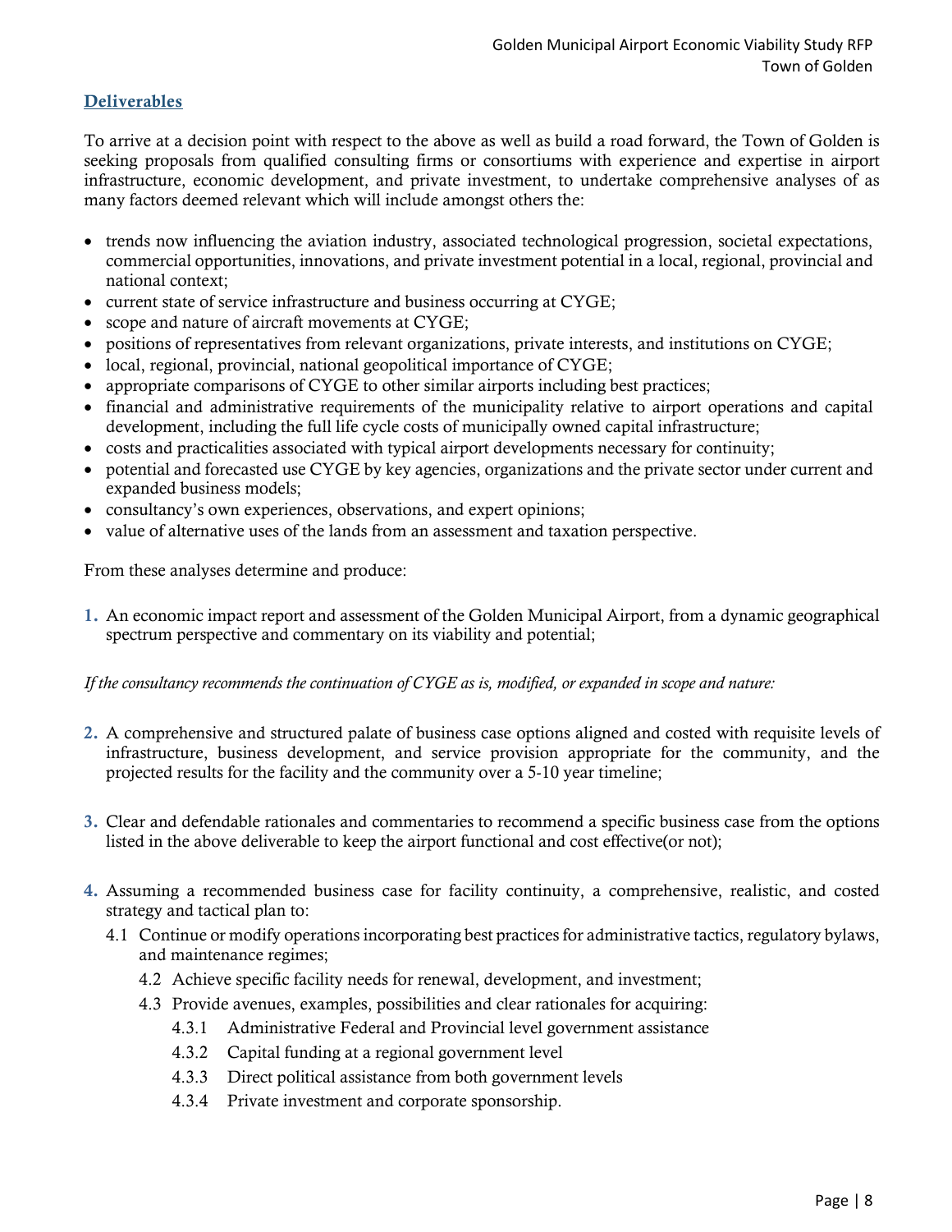## Deliverables

To arrive at a decision point with respect to the above as well as build a road forward, the Town of Golden is seeking proposals from qualified consulting firms or consortiums with experience and expertise in airport infrastructure, economic development, and private investment, to undertake comprehensive analyses of as many factors deemed relevant which will include amongst others the:

- trends now influencing the aviation industry, associated technological progression, societal expectations, commercial opportunities, innovations, and private investment potential in a local, regional, provincial and national context;
- current state of service infrastructure and business occurring at CYGE;
- scope and nature of aircraft movements at CYGE;
- positions of representatives from relevant organizations, private interests, and institutions on CYGE;
- local, regional, provincial, national geopolitical importance of CYGE;
- appropriate comparisons of CYGE to other similar airports including best practices;
- financial and administrative requirements of the municipality relative to airport operations and capital development, including the full life cycle costs of municipally owned capital infrastructure;
- costs and practicalities associated with typical airport developments necessary for continuity;
- potential and forecasted use CYGE by key agencies, organizations and the private sector under current and expanded business models;
- consultancy's own experiences, observations, and expert opinions;
- value of alternative uses of the lands from an assessment and taxation perspective.

From these analyses determine and produce:

1. An economic impact report and assessment of the Golden Municipal Airport, from a dynamic geographical spectrum perspective and commentary on its viability and potential;

*If the consultancy recommends the continuation of CYGE as is, modified, or expanded in scope and nature:*

2. A comprehensive and structured palate of business case options aligned and costed with requisite levels of infrastructure, business development, and service provision appropriate for the community, and the projected results for the facility and the community over a 5-10 year timeline;

3. Clear and defendable rationales and commentaries to recommend a specific business case from the options listed in the above deliverable to keep the airport functional and cost effective(or not);

4. Assuming a recommended business case for facility continuity, a comprehensive, realistic, and costed strategy and tactical plan to:
   - 4.1 Continue or modify operations incorporating best practices for administrative tactics, regulatory bylaws, and maintenance regimes;
   - 4.2 Achieve specific facility needs for renewal, development, and investment;
   - 4.3 Provide avenues, examples, possibilities and clear rationales for acquiring:
     - 4.3.1 Administrative Federal and Provincial level government assistance
     - 4.3.2 Capital funding at a regional government level
     - 4.3.3 Direct political assistance from both government levels
     - 4.3.4 Private investment and corporate sponsorship.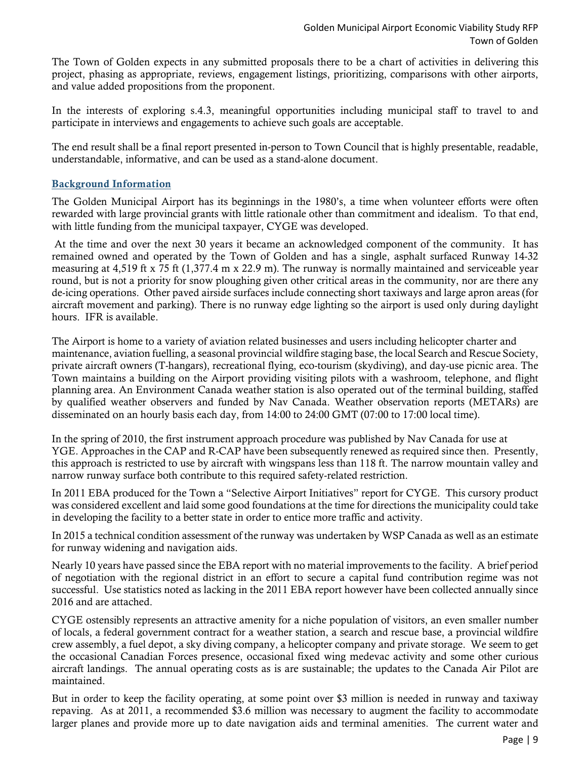The Town of Golden expects in any submitted proposals there to be a chart of activities in delivering this project, phasing as appropriate, reviews, engagement listings, prioritizing, comparisons with other airports, and value added propositions from the proponent.

In the interests of exploring s.4.3, meaningful opportunities including municipal staff to travel to and participate in interviews and engagements to achieve such goals are acceptable.

The end result shall be a final report presented in-person to Town Council that is highly presentable, readable, understandable, informative, and can be used as a stand-alone document.

## Background Information

The Golden Municipal Airport has its beginnings in the 1980's, a time when volunteer efforts were often rewarded with large provincial grants with little rationale other than commitment and idealism. To that end, with little funding from the municipal taxpayer, CYGE was developed.

At the time and over the next 30 years it became an acknowledged component of the community. It has remained owned and operated by the Town of Golden and has a single, asphalt surfaced Runway 14-32 measuring at 4,519 ft x 75 ft (1,377.4 m x 22.9 m). The runway is normally maintained and serviceable year round, but is not a priority for snow ploughing given other critical areas in the community, nor are there any de-icing operations. Other paved airside surfaces include connecting short taxiways and large apron areas (for aircraft movement and parking). There is no runway edge lighting so the airport is used only during daylight hours. IFR is available.

The Airport is home to a variety of aviation related businesses and users including helicopter charter and maintenance, aviation fuelling, a seasonal provincial wildfire staging base, the local Search and Rescue Society, private aircraft owners (T-hangars), recreational flying, eco-tourism (skydiving), and day-use picnic area. The Town maintains a building on the Airport providing visiting pilots with a washroom, telephone, and flight planning area. An Environment Canada weather station is also operated out of the terminal building, staffed by qualified weather observers and funded by Nav Canada. Weather observation reports (METARs) are disseminated on an hourly basis each day, from 14:00 to 24:00 GMT (07:00 to 17:00 local time).

In the spring of 2010, the first instrument approach procedure was published by Nav Canada for use at YGE. Approaches in the CAP and R-CAP have been subsequently renewed as required since then. Presently, this approach is restricted to use by aircraft with wingspans less than 118 ft. The narrow mountain valley and narrow runway surface both contribute to this required safety-related restriction.

In 2011 EBA produced for the Town a "Selective Airport Initiatives" report for CYGE. This cursory product was considered excellent and laid some good foundations at the time for directions the municipality could take in developing the facility to a better state in order to entice more traffic and activity.

In 2015 a technical condition assessment of the runway was undertaken by WSP Canada as well as an estimate for runway widening and navigation aids.

Nearly 10 years have passed since the EBA report with no material improvements to the facility. A brief period of negotiation with the regional district in an effort to secure a capital fund contribution regime was not successful. Use statistics noted as lacking in the 2011 EBA report however have been collected annually since 2016 and are attached.

CYGE ostensibly represents an attractive amenity for a niche population of visitors, an even smaller number of locals, a federal government contract for a weather station, a search and rescue base, a provincial wildfire crew assembly, a fuel depot, a sky diving company, a helicopter company and private storage. We seem to get the occasional Canadian Forces presence, occasional fixed wing medevac activity and some other curious aircraft landings. The annual operating costs as is are sustainable; the updates to the Canada Air Pilot are maintained.

But in order to keep the facility operating, at some point over $3 million is needed in runway and taxiway repaving. As at 2011, a recommended $3.6 million was necessary to augment the facility to accommodate larger planes and provide more up to date navigation aids and terminal amenities. The current water and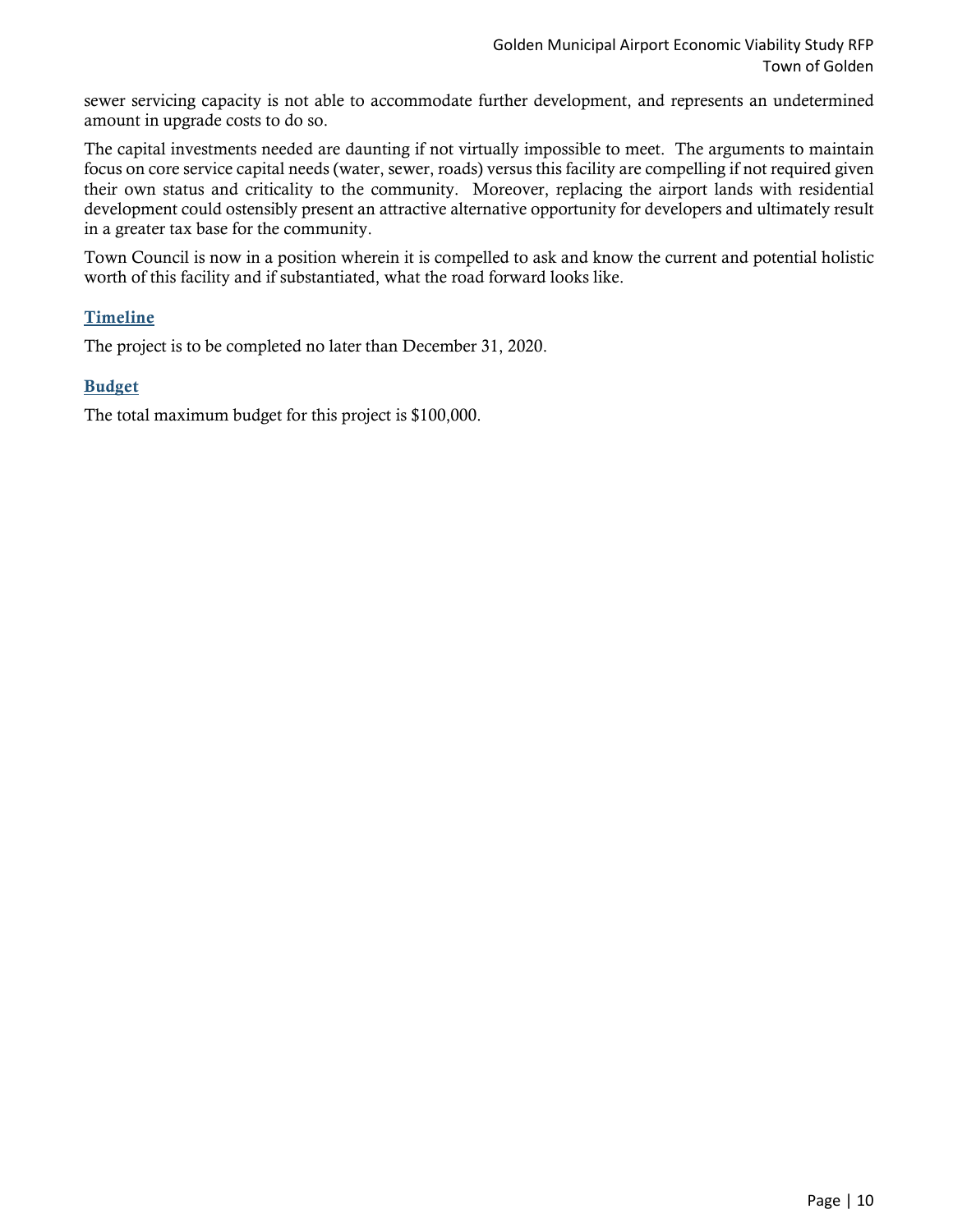sewer servicing capacity is not able to accommodate further development, and represents an undetermined amount in upgrade costs to do so.

The capital investments needed are daunting if not virtually impossible to meet. The arguments to maintain focus on core service capital needs (water, sewer, roads) versus this facility are compelling if not required given their own status and criticality to the community. Moreover, replacing the airport lands with residential development could ostensibly present an attractive alternative opportunity for developers and ultimately result in a greater tax base for the community.

Town Council is now in a position wherein it is compelled to ask and know the current and potential holistic worth of this facility and if substantiated, what the road forward looks like.

## Timeline

The project is to be completed no later than December 31, 2020.

## Budget

The total maximum budget for this project is $100,000.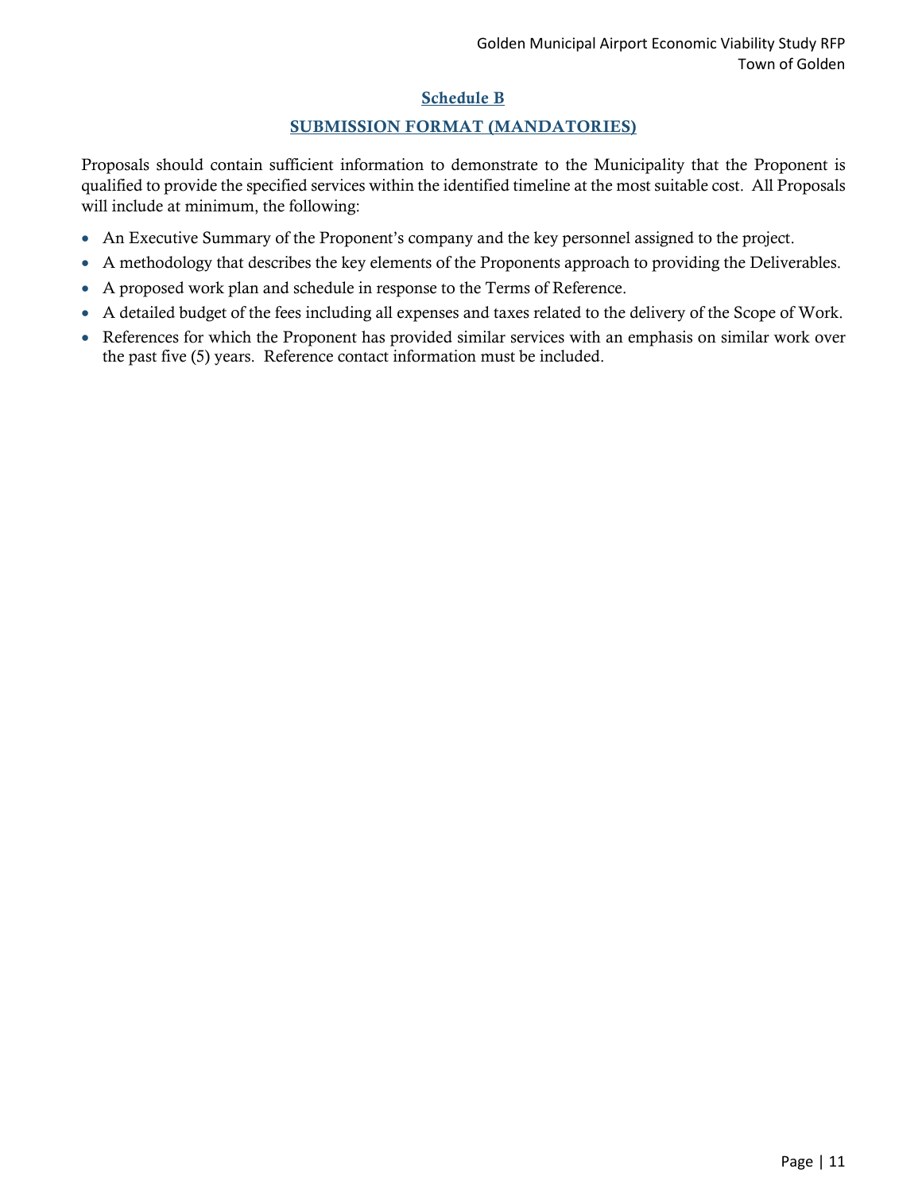## Schedule B

## SUBMISSION FORMAT (MANDATORIES)

Proposals should contain sufficient information to demonstrate to the Municipality that the Proponent is qualified to provide the specified services within the identified timeline at the most suitable cost. All Proposals will include at minimum, the following:

- An Executive Summary of the Proponent's company and the key personnel assigned to the project.
- A methodology that describes the key elements of the Proponents approach to providing the Deliverables.
- A proposed work plan and schedule in response to the Terms of Reference.
- A detailed budget of the fees including all expenses and taxes related to the delivery of the Scope of Work.
- References for which the Proponent has provided similar services with an emphasis on similar work over the past five (5) years. Reference contact information must be included.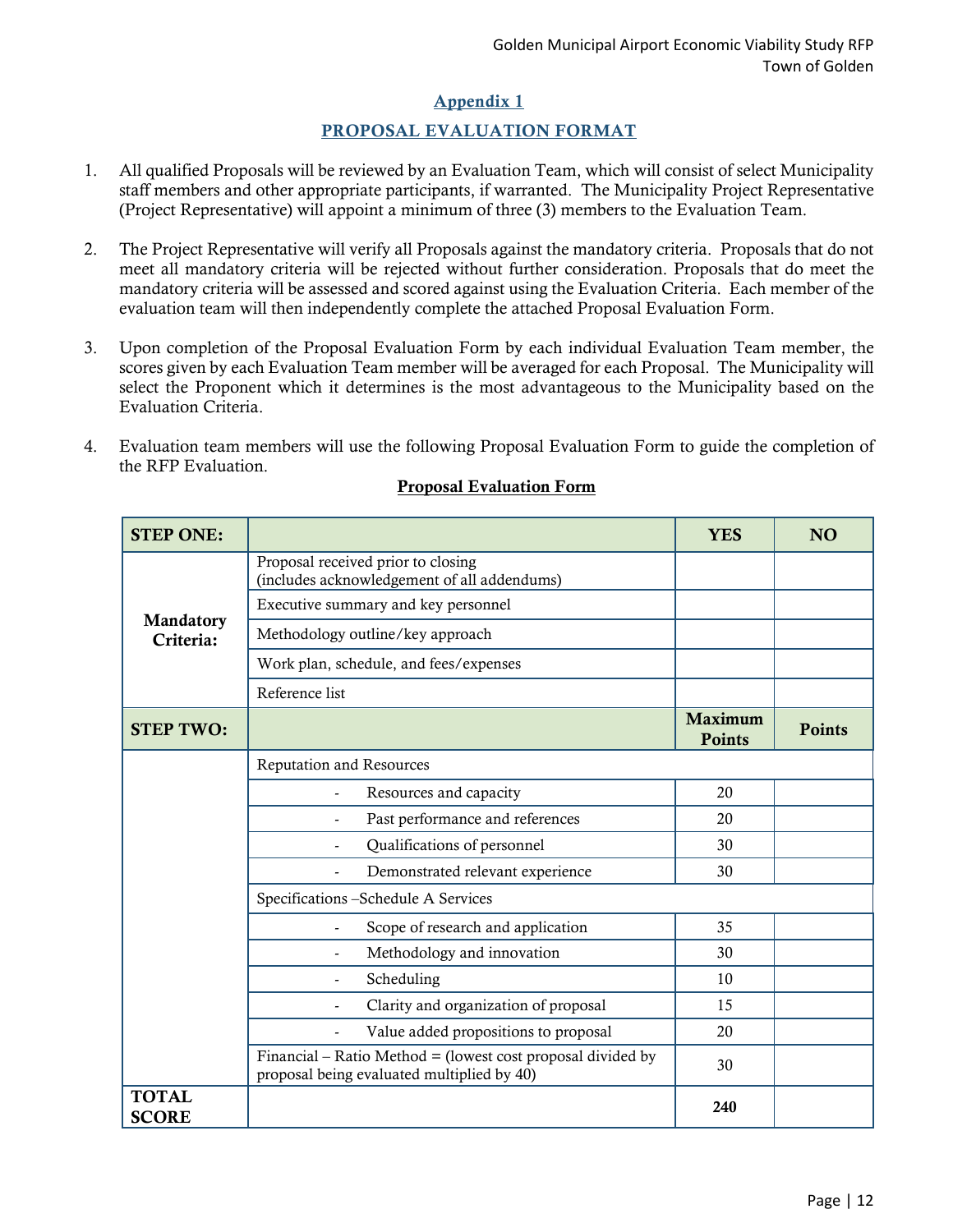## Appendix 1

## PROPOSAL EVALUATION FORMAT

1. All qualified Proposals will be reviewed by an Evaluation Team, which will consist of select Municipality staff members and other appropriate participants, if warranted. The Municipality Project Representative (Project Representative) will appoint a minimum of three (3) members to the Evaluation Team.

2. The Project Representative will verify all Proposals against the mandatory criteria. Proposals that do not meet all mandatory criteria will be rejected without further consideration. Proposals that do meet the mandatory criteria will be assessed and scored against using the Evaluation Criteria. Each member of the evaluation team will then independently complete the attached Proposal Evaluation Form.

3. Upon completion of the Proposal Evaluation Form by each individual Evaluation Team member, the scores given by each Evaluation Team member will be averaged for each Proposal. The Municipality will select the Proponent which it determines is the most advantageous to the Municipality based on the Evaluation Criteria.

4. Evaluation team members will use the following Proposal Evaluation Form to guide the completion of the RFP Evaluation.

**Proposal Evaluation Form**

| **STEP ONE:** | | **YES** | **NO** |
|---|---|---|---|
| **Mandatory Criteria:** | Proposal received prior to closing (includes acknowledgement of all addendums) | | |
| | Executive summary and key personnel | | |
| | Methodology outline/key approach | | |
| | Work plan, schedule, and fees/expenses | | |
| | Reference list | | |
| **STEP TWO:** | | **Maximum Points** | **Points** |
| | Reputation and Resources | | |
| | - Resources and capacity | 20 | |
| | - Past performance and references | 20 | |
| | - Qualifications of personnel | 30 | |
| | - Demonstrated relevant experience | 30 | |
| | Specifications –Schedule A Services | | |
| | - Scope of research and application | 35 | |
| | - Methodology and innovation | 30 | |
| | - Scheduling | 10 | |
| | - Clarity and organization of proposal | 15 | |
| | - Value added propositions to proposal | 20 | |
| | Financial – Ratio Method = (lowest cost proposal divided by proposal being evaluated multiplied by 40) | 30 | |
| **TOTAL SCORE** | | **240** | |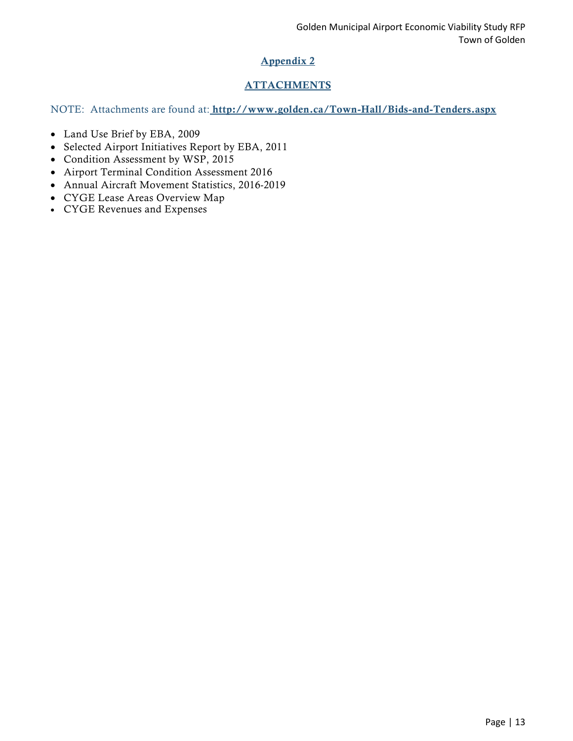## Appendix 2

## ATTACHMENTS

NOTE: Attachments are found at: **http://www.golden.ca/Town-Hall/Bids-and-Tenders.aspx**

- Land Use Brief by EBA, 2009
- Selected Airport Initiatives Report by EBA, 2011
- Condition Assessment by WSP, 2015
- Airport Terminal Condition Assessment 2016
- Annual Aircraft Movement Statistics, 2016-2019
- CYGE Lease Areas Overview Map
- CYGE Revenues and Expenses